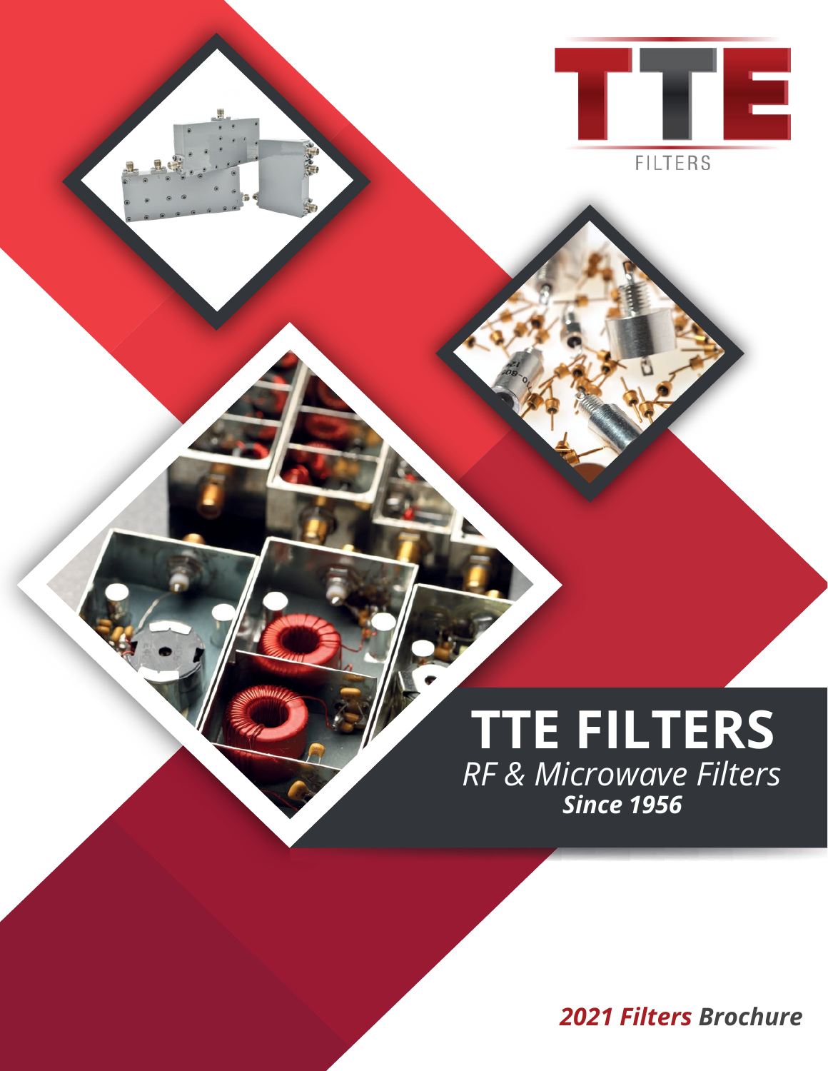TTE

FILTERS

# TTE FILTERS

*RF & Microwave Filters*

***Since 1956***

***2021 Filters Brochure***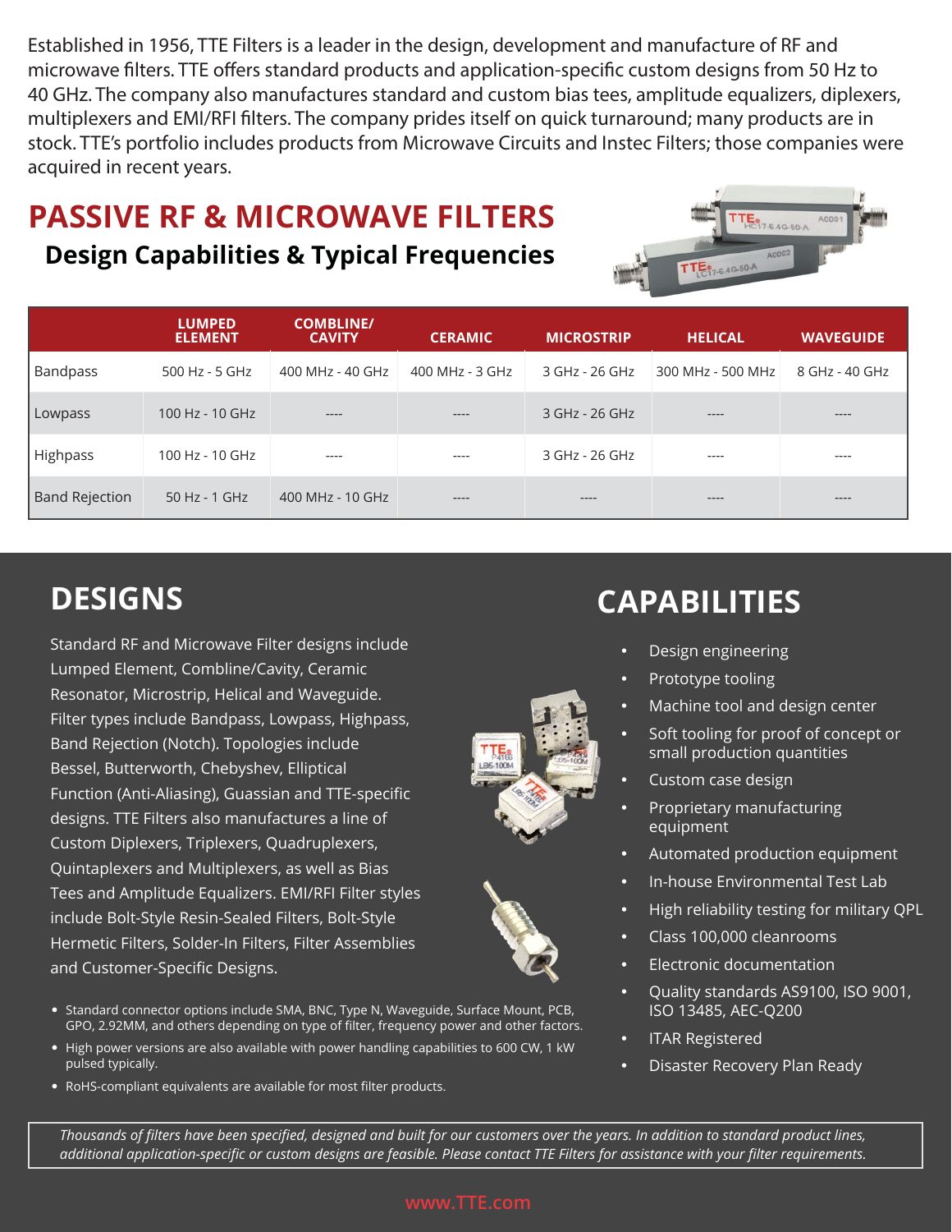Established in 1956, TTE Filters is a leader in the design, development and manufacture of RF and microwave filters. TTE offers standard products and application-specific custom designs from 50 Hz to 40 GHz. The company also manufactures standard and custom bias tees, amplitude equalizers, diplexers, multiplexers and EMI/RFI filters. The company prides itself on quick turnaround; many products are in stock. TTE's portfolio includes products from Microwave Circuits and Instec Filters; those companies were acquired in recent years.

# PASSIVE RF & MICROWAVE FILTERS

## Design Capabilities & Typical Frequencies

| | LUMPED ELEMENT | COMBLINE/ CAVITY | CERAMIC | MICROSTRIP | HELICAL | WAVEGUIDE |
|---|---|---|---|---|---|---|
| Bandpass | 500 Hz - 5 GHz | 400 MHz - 40 GHz | 400 MHz - 3 GHz | 3 GHz - 26 GHz | 300 MHz - 500 MHz | 8 GHz - 40 GHz |
| Lowpass | 100 Hz - 10 GHz | ---- | ---- | 3 GHz - 26 GHz | ---- | ---- |
| Highpass | 100 Hz - 10 GHz | ---- | ---- | 3 GHz - 26 GHz | ---- | ---- |
| Band Rejection | 50 Hz - 1 GHz | 400 MHz - 10 GHz | ---- | ---- | ---- | ---- |

# DESIGNS

Standard RF and Microwave Filter designs include Lumped Element, Combline/Cavity, Ceramic Resonator, Microstrip, Helical and Waveguide. Filter types include Bandpass, Lowpass, Highpass, Band Rejection (Notch). Topologies include Bessel, Butterworth, Chebyshev, Elliptical Function (Anti-Aliasing), Guassian and TTE-specific designs. TTE Filters also manufactures a line of Custom Diplexers, Triplexers, Quadruplexers, Quintaplexers and Multiplexers, as well as Bias Tees and Amplitude Equalizers. EMI/RFI Filter styles include Bolt-Style Resin-Sealed Filters, Bolt-Style Hermetic Filters, Solder-In Filters, Filter Assemblies and Customer-Specific Designs.

- Standard connector options include SMA, BNC, Type N, Waveguide, Surface Mount, PCB, GPO, 2.92MM, and others depending on type of filter, frequency power and other factors.
- High power versions are also available with power handling capabilities to 600 CW, 1 kW pulsed typically.
- RoHS-compliant equivalents are available for most filter products.

# CAPABILITIES

- Design engineering
- Prototype tooling
- Machine tool and design center
- Soft tooling for proof of concept or small production quantities
- Custom case design
- Proprietary manufacturing equipment
- Automated production equipment
- In-house Environmental Test Lab
- High reliability testing for military QPL
- Class 100,000 cleanrooms
- Electronic documentation
- Quality standards AS9100, ISO 9001, ISO 13485, AEC-Q200
- ITAR Registered
- Disaster Recovery Plan Ready

*Thousands of filters have been specified, designed and built for our customers over the years. In addition to standard product lines, additional application-specific or custom designs are feasible. Please contact TTE Filters for assistance with your filter requirements.*

www.TTE.com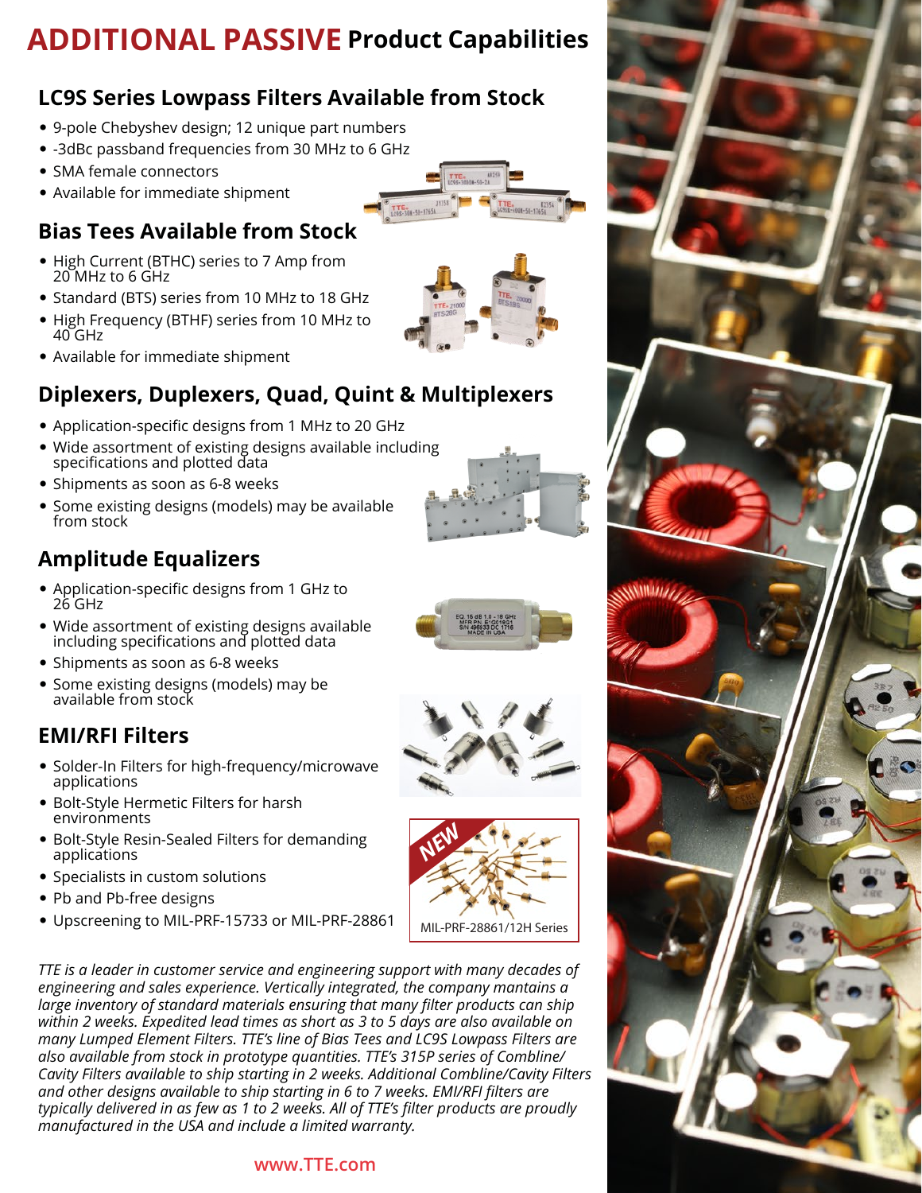# ADDITIONAL PASSIVE Product Capabilities

## LC9S Series Lowpass Filters Available from Stock

- 9-pole Chebyshev design; 12 unique part numbers
- -3dBc passband frequencies from 30 MHz to 6 GHz
- SMA female connectors
- Available for immediate shipment

## Bias Tees Available from Stock

- High Current (BTHC) series to 7 Amp from 20 MHz to 6 GHz
- Standard (BTS) series from 10 MHz to 18 GHz
- High Frequency (BTHF) series from 10 MHz to 40 GHz
- Available for immediate shipment

## Diplexers, Duplexers, Quad, Quint & Multiplexers

- Application-specific designs from 1 MHz to 20 GHz
- Wide assortment of existing designs available including specifications and plotted data
- Shipments as soon as 6-8 weeks
- Some existing designs (models) may be available from stock

## Amplitude Equalizers

- Application-specific designs from 1 GHz to 26 GHz
- Wide assortment of existing designs available including specifications and plotted data
- Shipments as soon as 6-8 weeks
- Some existing designs (models) may be available from stock

## EMI/RFI Filters

- Solder-In Filters for high-frequency/microwave applications
- Bolt-Style Hermetic Filters for harsh environments
- Bolt-Style Resin-Sealed Filters for demanding applications
- Specialists in custom solutions
- Pb and Pb-free designs
- Upscreening to MIL-PRF-15733 or MIL-PRF-28861

NEW

MIL-PRF-28861/12H Series

*TTE is a leader in customer service and engineering support with many decades of engineering and sales experience. Vertically integrated, the company mantains a large inventory of standard materials ensuring that many filter products can ship within 2 weeks. Expedited lead times as short as 3 to 5 days are also available on many Lumped Element Filters. TTE's line of Bias Tees and LC9S Lowpass Filters are also available from stock in prototype quantities. TTE's 315P series of Combline/Cavity Filters available to ship starting in 2 weeks. Additional Combline/Cavity Filters and other designs available to ship starting in 6 to 7 weeks. EMI/RFI filters are typically delivered in as few as 1 to 2 weeks. All of TTE's filter products are proudly manufactured in the USA and include a limited warranty.*

www.TTE.com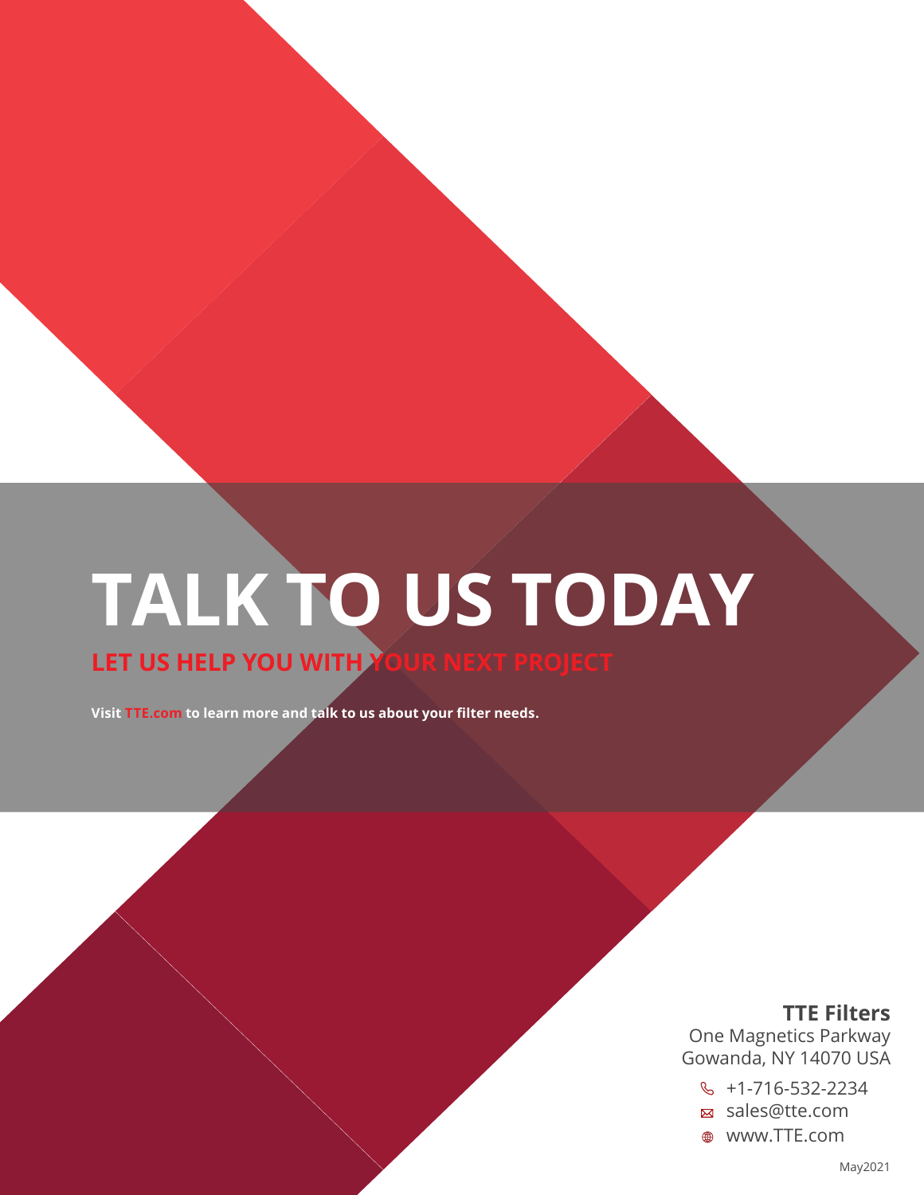# TALK TO US TODAY

## LET US HELP YOU WITH YOUR NEXT PROJECT

**Visit TTE.com to learn more and talk to us about your filter needs.**

**TTE Filters**
One Magnetics Parkway
Gowanda, NY 14070 USA

+1-716-532-2234
sales@tte.com
www.TTE.com

May2021